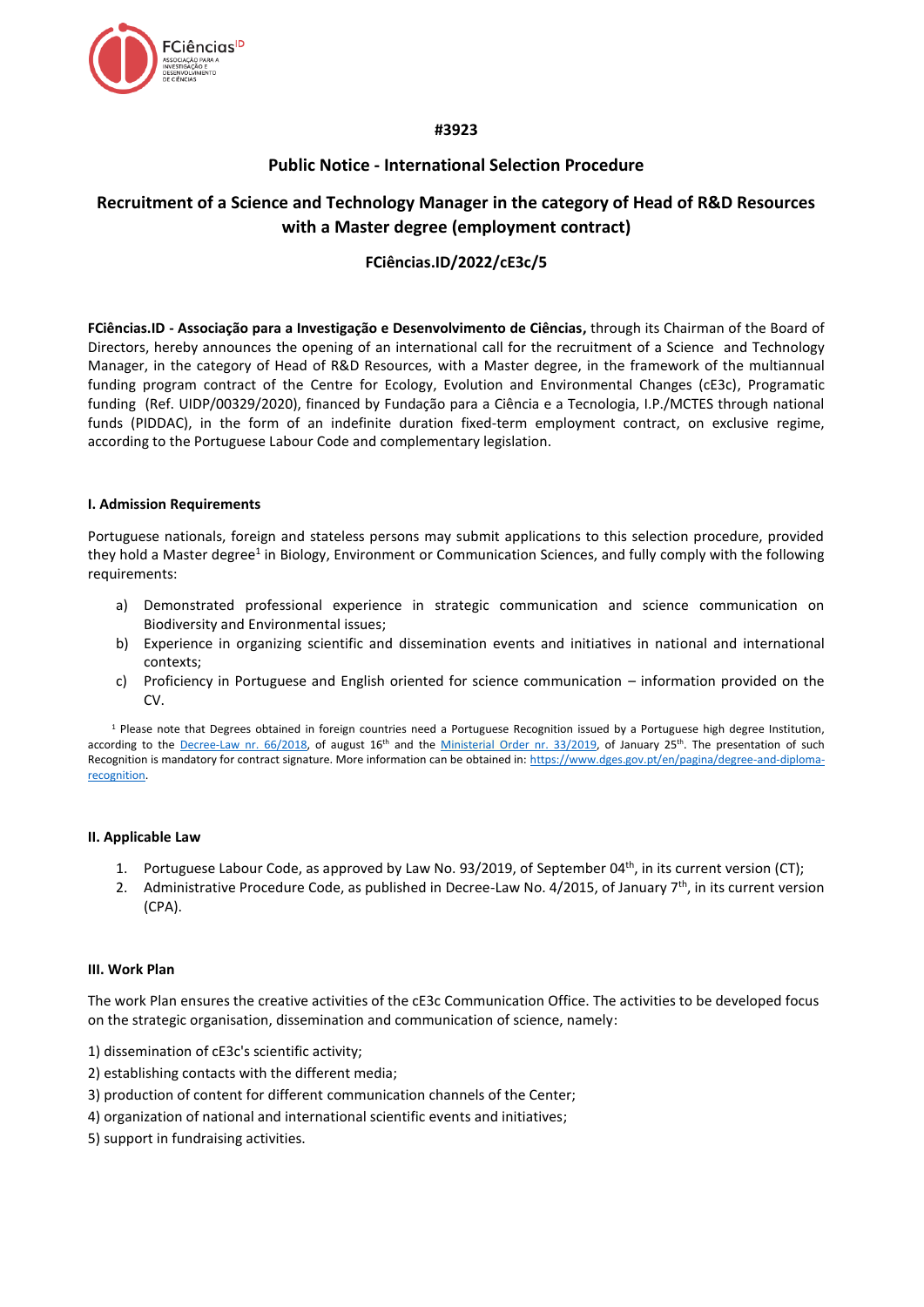#3923

## Public Notice - International Selection Procedure

# Recruitment of a Science and Technology Manager in the category of Head of R&D Resources with a Master degree (employment contract)

### FCiências.ID/2022/cE3c/5

**FCiências.ID - Associação para a Investigação e Desenvolvimento de Ciências,** through its Chairman of the Board of Directors, hereby announces the opening of an international call for the recruitment of a Science and Technology Manager, in the category of Head of R&D Resources, with a Master degree, in the framework of the multiannual funding program contract of the Centre for Ecology, Evolution and Environmental Changes (cE3c), Programatic funding (Ref. UIDP/00329/2020), financed by Fundação para a Ciência e a Tecnologia, I.P./MCTES through national funds (PIDDAC), in the form of an indefinite duration fixed-term employment contract, on exclusive regime, according to the Portuguese Labour Code and complementary legislation.

#### I. Admission Requirements

Portuguese nationals, foreign and stateless persons may submit applications to this selection procedure, provided they hold a Master degree[1] in Biology, Environment or Communication Sciences, and fully comply with the following requirements:

a) Demonstrated professional experience in strategic communication and science communication on Biodiversity and Environmental issues;
b) Experience in organizing scientific and dissemination events and initiatives in national and international contexts;
c) Proficiency in Portuguese and English oriented for science communication – information provided on the CV.

[1] Please note that Degrees obtained in foreign countries need a Portuguese Recognition issued by a Portuguese high degree Institution, according to the Decree-Law nr. 66/2018, of august 16th and the Ministerial Order nr. 33/2019, of January 25th. The presentation of such Recognition is mandatory for contract signature. More information can be obtained in: https://www.dges.gov.pt/en/pagina/degree-and-diploma-recognition.

#### II. Applicable Law

1. Portuguese Labour Code, as approved by Law No. 93/2019, of September 04th, in its current version (CT);
2. Administrative Procedure Code, as published in Decree-Law No. 4/2015, of January 7th, in its current version (CPA).

#### III. Work Plan

The work Plan ensures the creative activities of the cE3c Communication Office. The activities to be developed focus on the strategic organisation, dissemination and communication of science, namely:

1) dissemination of cE3c's scientific activity;
2) establishing contacts with the different media;
3) production of content for different communication channels of the Center;
4) organization of national and international scientific events and initiatives;
5) support in fundraising activities.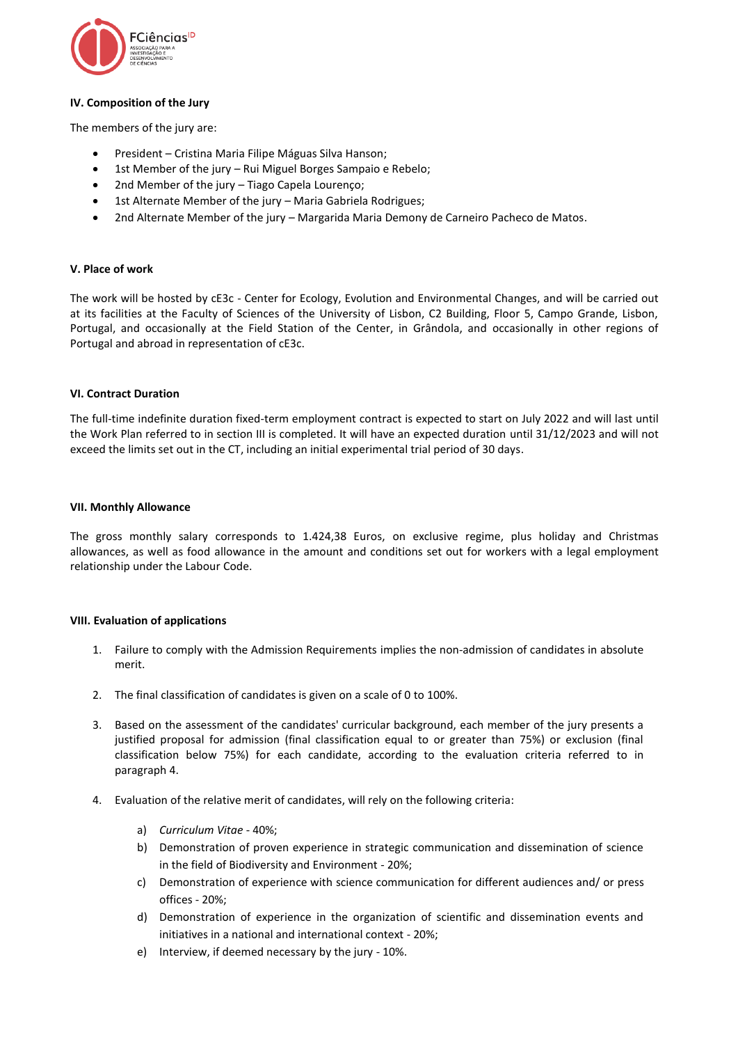**IV. Composition of the Jury**

The members of the jury are:

- President – Cristina Maria Filipe Máguas Silva Hanson;
- 1st Member of the jury – Rui Miguel Borges Sampaio e Rebelo;
- 2nd Member of the jury – Tiago Capela Lourenço;
- 1st Alternate Member of the jury – Maria Gabriela Rodrigues;
- 2nd Alternate Member of the jury – Margarida Maria Demony de Carneiro Pacheco de Matos.

**V. Place of work**

The work will be hosted by cE3c - Center for Ecology, Evolution and Environmental Changes, and will be carried out at its facilities at the Faculty of Sciences of the University of Lisbon, C2 Building, Floor 5, Campo Grande, Lisbon, Portugal, and occasionally at the Field Station of the Center, in Grândola, and occasionally in other regions of Portugal and abroad in representation of cE3c.

**VI. Contract Duration**

The full-time indefinite duration fixed-term employment contract is expected to start on July 2022 and will last until the Work Plan referred to in section III is completed. It will have an expected duration until 31/12/2023 and will not exceed the limits set out in the CT, including an initial experimental trial period of 30 days.

**VII. Monthly Allowance**

The gross monthly salary corresponds to 1.424,38 Euros, on exclusive regime, plus holiday and Christmas allowances, as well as food allowance in the amount and conditions set out for workers with a legal employment relationship under the Labour Code.

**VIII. Evaluation of applications**

1. Failure to comply with the Admission Requirements implies the non-admission of candidates in absolute merit.

2. The final classification of candidates is given on a scale of 0 to 100%.

3. Based on the assessment of the candidates' curricular background, each member of the jury presents a justified proposal for admission (final classification equal to or greater than 75%) or exclusion (final classification below 75%) for each candidate, according to the evaluation criteria referred to in paragraph 4.

4. Evaluation of the relative merit of candidates, will rely on the following criteria:

   a) *Curriculum Vitae* - 40%;
   b) Demonstration of proven experience in strategic communication and dissemination of science in the field of Biodiversity and Environment - 20%;
   c) Demonstration of experience with science communication for different audiences and/ or press offices - 20%;
   d) Demonstration of experience in the organization of scientific and dissemination events and initiatives in a national and international context - 20%;
   e) Interview, if deemed necessary by the jury - 10%.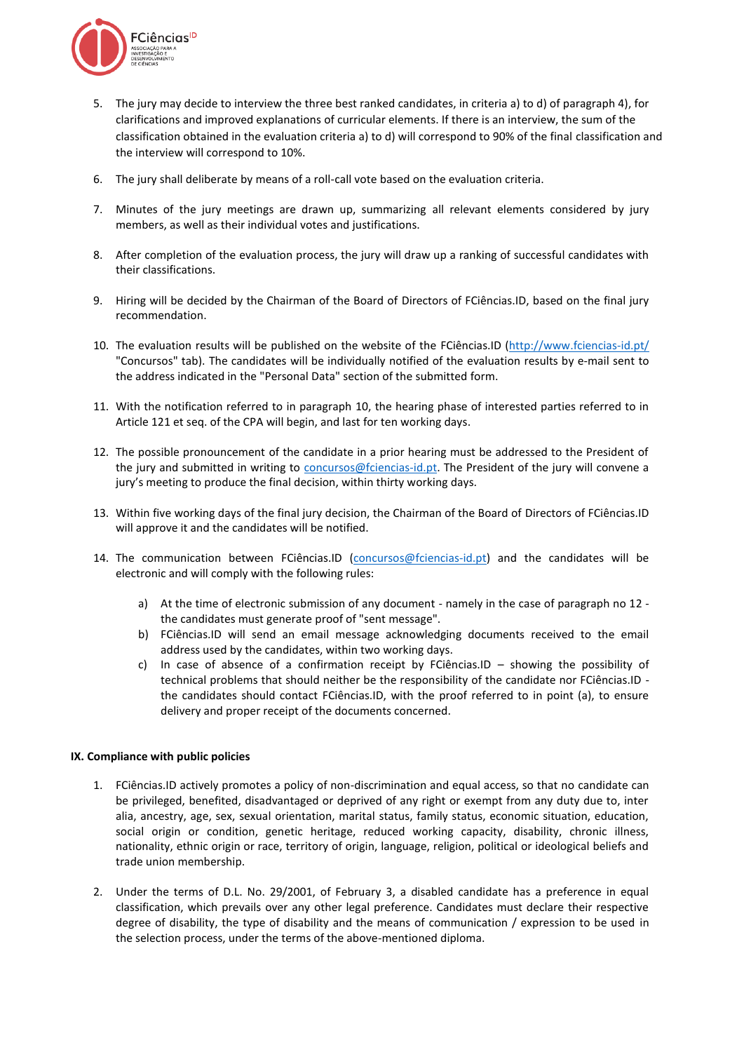5. The jury may decide to interview the three best ranked candidates, in criteria a) to d) of paragraph 4), for clarifications and improved explanations of curricular elements. If there is an interview, the sum of the classification obtained in the evaluation criteria a) to d) will correspond to 90% of the final classification and the interview will correspond to 10%.

6. The jury shall deliberate by means of a roll-call vote based on the evaluation criteria.

7. Minutes of the jury meetings are drawn up, summarizing all relevant elements considered by jury members, as well as their individual votes and justifications.

8. After completion of the evaluation process, the jury will draw up a ranking of successful candidates with their classifications.

9. Hiring will be decided by the Chairman of the Board of Directors of FCiências.ID, based on the final jury recommendation.

10. The evaluation results will be published on the website of the FCiências.ID (http://www.fciencias-id.pt/ "Concursos" tab). The candidates will be individually notified of the evaluation results by e-mail sent to the address indicated in the "Personal Data" section of the submitted form.

11. With the notification referred to in paragraph 10, the hearing phase of interested parties referred to in Article 121 et seq. of the CPA will begin, and last for ten working days.

12. The possible pronouncement of the candidate in a prior hearing must be addressed to the President of the jury and submitted in writing to concursos@fciencias-id.pt. The President of the jury will convene a jury's meeting to produce the final decision, within thirty working days.

13. Within five working days of the final jury decision, the Chairman of the Board of Directors of FCiências.ID will approve it and the candidates will be notified.

14. The communication between FCiências.ID (concursos@fciencias-id.pt) and the candidates will be electronic and will comply with the following rules:

    a) At the time of electronic submission of any document - namely in the case of paragraph no 12 - the candidates must generate proof of "sent message".
    b) FCiências.ID will send an email message acknowledging documents received to the email address used by the candidates, within two working days.
    c) In case of absence of a confirmation receipt by FCiências.ID – showing the possibility of technical problems that should neither be the responsibility of the candidate nor FCiências.ID - the candidates should contact FCiências.ID, with the proof referred to in point (a), to ensure delivery and proper receipt of the documents concerned.

**IX. Compliance with public policies**

1. FCiências.ID actively promotes a policy of non-discrimination and equal access, so that no candidate can be privileged, benefited, disadvantaged or deprived of any right or exempt from any duty due to, inter alia, ancestry, age, sex, sexual orientation, marital status, family status, economic situation, education, social origin or condition, genetic heritage, reduced working capacity, disability, chronic illness, nationality, ethnic origin or race, territory of origin, language, religion, political or ideological beliefs and trade union membership.

2. Under the terms of D.L. No. 29/2001, of February 3, a disabled candidate has a preference in equal classification, which prevails over any other legal preference. Candidates must declare their respective degree of disability, the type of disability and the means of communication / expression to be used in the selection process, under the terms of the above-mentioned diploma.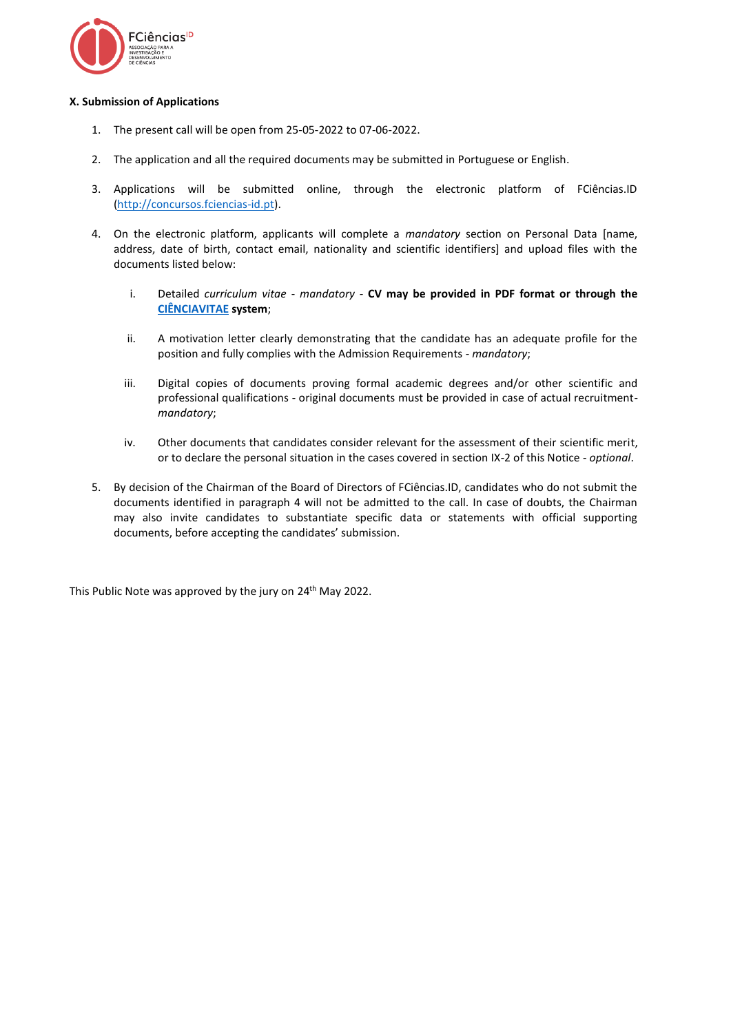**X. Submission of Applications**

1. The present call will be open from 25-05-2022 to 07-06-2022.

2. The application and all the required documents may be submitted in Portuguese or English.

3. Applications will be submitted online, through the electronic platform of FCiências.ID (http://concursos.fciencias-id.pt).

4. On the electronic platform, applicants will complete a *mandatory* section on Personal Data [name, address, date of birth, contact email, nationality and scientific identifiers] and upload files with the documents listed below:

   i. Detailed *curriculum vitae* - *mandatory* - **CV may be provided in PDF format or through the CIÊNCIAVITAE system**;

   ii. A motivation letter clearly demonstrating that the candidate has an adequate profile for the position and fully complies with the Admission Requirements - *mandatory*;

   iii. Digital copies of documents proving formal academic degrees and/or other scientific and professional qualifications - original documents must be provided in case of actual recruitment- *mandatory*;

   iv. Other documents that candidates consider relevant for the assessment of their scientific merit, or to declare the personal situation in the cases covered in section IX-2 of this Notice - *optional*.

5. By decision of the Chairman of the Board of Directors of FCiências.ID, candidates who do not submit the documents identified in paragraph 4 will not be admitted to the call. In case of doubts, the Chairman may also invite candidates to substantiate specific data or statements with official supporting documents, before accepting the candidates' submission.

This Public Note was approved by the jury on 24th May 2022.